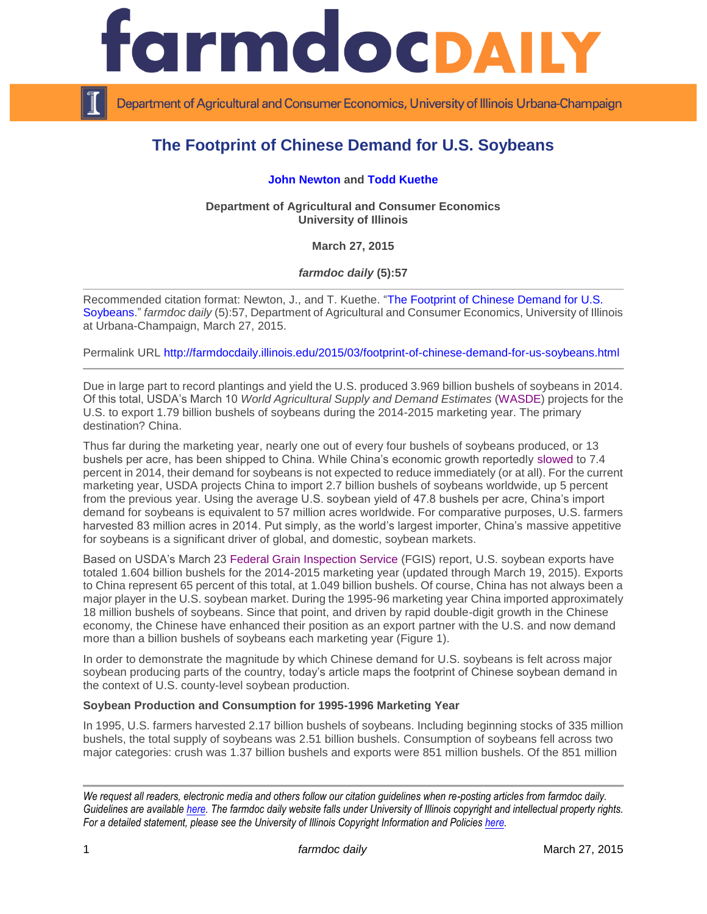# The Footprint of Chinese Demand for U.S. Soybeans

**John Newton and Todd Kuethe**

**Department of Agricultural and Consumer Economics**
**University of Illinois**

**March 27, 2015**

***farmdoc daily* (5):57**

Recommended citation format: Newton, J., and T. Kuethe. "The Footprint of Chinese Demand for U.S. Soybeans." *farmdoc daily* (5):57, Department of Agricultural and Consumer Economics, University of Illinois at Urbana-Champaign, March 27, 2015.

Permalink URL http://farmdocdaily.illinois.edu/2015/03/footprint-of-chinese-demand-for-us-soybeans.html

Due in large part to record plantings and yield the U.S. produced 3.969 billion bushels of soybeans in 2014. Of this total, USDA's March 10 *World Agricultural Supply and Demand Estimates* (WASDE) projects for the U.S. to export 1.79 billion bushels of soybeans during the 2014-2015 marketing year. The primary destination? China.

Thus far during the marketing year, nearly one out of every four bushels of soybeans produced, or 13 bushels per acre, has been shipped to China. While China's economic growth reportedly slowed to 7.4 percent in 2014, their demand for soybeans is not expected to reduce immediately (or at all). For the current marketing year, USDA projects China to import 2.7 billion bushels of soybeans worldwide, up 5 percent from the previous year. Using the average U.S. soybean yield of 47.8 bushels per acre, China's import demand for soybeans is equivalent to 57 million acres worldwide. For comparative purposes, U.S. farmers harvested 83 million acres in 2014. Put simply, as the world's largest importer, China's massive appetitive for soybeans is a significant driver of global, and domestic, soybean markets.

Based on USDA's March 23 Federal Grain Inspection Service (FGIS) report, U.S. soybean exports have totaled 1.604 billion bushels for the 2014-2015 marketing year (updated through March 19, 2015). Exports to China represent 65 percent of this total, at 1.049 billion bushels. Of course, China has not always been a major player in the U.S. soybean market. During the 1995-96 marketing year China imported approximately 18 million bushels of soybeans. Since that point, and driven by rapid double-digit growth in the Chinese economy, the Chinese have enhanced their position as an export partner with the U.S. and now demand more than a billion bushels of soybeans each marketing year (Figure 1).

In order to demonstrate the magnitude by which Chinese demand for U.S. soybeans is felt across major soybean producing parts of the country, today's article maps the footprint of Chinese soybean demand in the context of U.S. county-level soybean production.

**Soybean Production and Consumption for 1995-1996 Marketing Year**

In 1995, U.S. farmers harvested 2.17 billion bushels of soybeans. Including beginning stocks of 335 million bushels, the total supply of soybeans was 2.51 billion bushels. Consumption of soybeans fell across two major categories: crush was 1.37 billion bushels and exports were 851 million bushels. Of the 851 million

*We request all readers, electronic media and others follow our citation guidelines when re-posting articles from farmdoc daily. Guidelines are available here. The farmdoc daily website falls under University of Illinois copyright and intellectual property rights. For a detailed statement, please see the University of Illinois Copyright Information and Policies here.*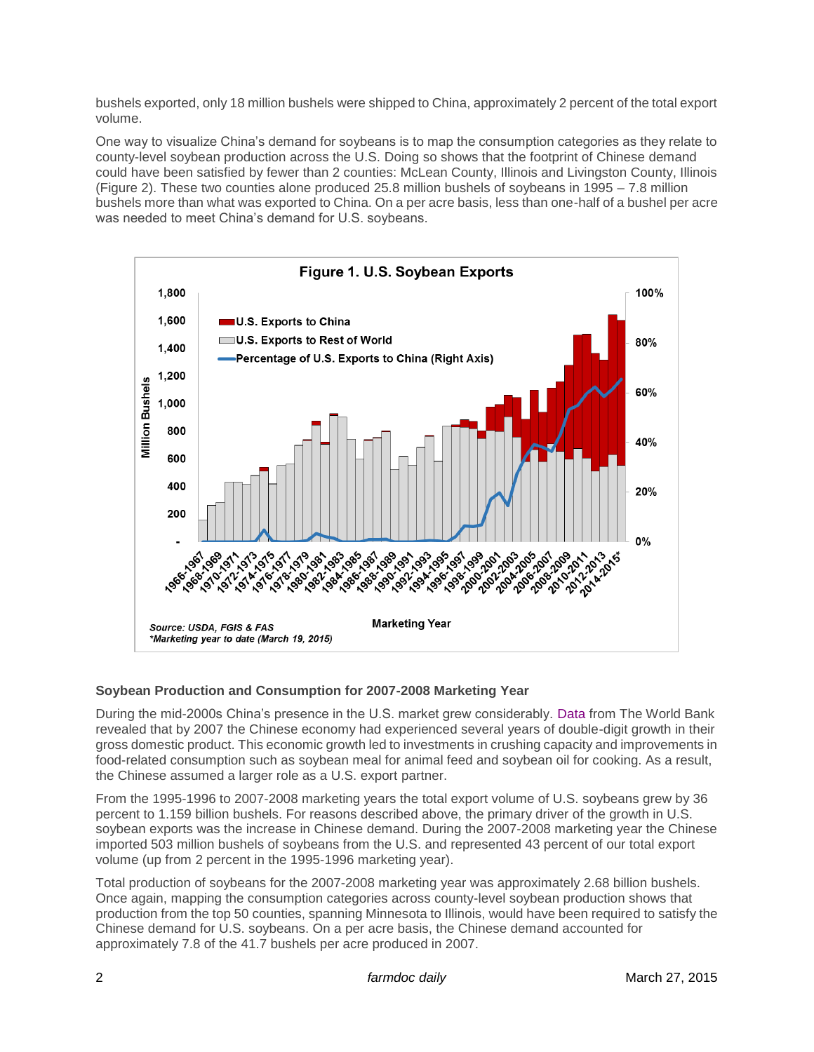bushels exported, only 18 million bushels were shipped to China, approximately 2 percent of the total export volume.

One way to visualize China's demand for soybeans is to map the consumption categories as they relate to county-level soybean production across the U.S. Doing so shows that the footprint of Chinese demand could have been satisfied by fewer than 2 counties: McLean County, Illinois and Livingston County, Illinois (Figure 2). These two counties alone produced 25.8 million bushels of soybeans in 1995 – 7.8 million bushels more than what was exported to China. On a per acre basis, less than one-half of a bushel per acre was needed to meet China's demand for U.S. soybeans.

Figure 1. U.S. Soybean Exports

*Source: USDA, FGIS & FAS*
**Marketing year to date (March 19, 2015)*

### Soybean Production and Consumption for 2007-2008 Marketing Year

During the mid-2000s China's presence in the U.S. market grew considerably. Data from The World Bank revealed that by 2007 the Chinese economy had experienced several years of double-digit growth in their gross domestic product. This economic growth led to investments in crushing capacity and improvements in food-related consumption such as soybean meal for animal feed and soybean oil for cooking. As a result, the Chinese assumed a larger role as a U.S. export partner.

From the 1995-1996 to 2007-2008 marketing years the total export volume of U.S. soybeans grew by 36 percent to 1.159 billion bushels. For reasons described above, the primary driver of the growth in U.S. soybean exports was the increase in Chinese demand. During the 2007-2008 marketing year the Chinese imported 503 million bushels of soybeans from the U.S. and represented 43 percent of our total export volume (up from 2 percent in the 1995-1996 marketing year).

Total production of soybeans for the 2007-2008 marketing year was approximately 2.68 billion bushels. Once again, mapping the consumption categories across county-level soybean production shows that production from the top 50 counties, spanning Minnesota to Illinois, would have been required to satisfy the Chinese demand for U.S. soybeans. On a per acre basis, the Chinese demand accounted for approximately 7.8 of the 41.7 bushels per acre produced in 2007.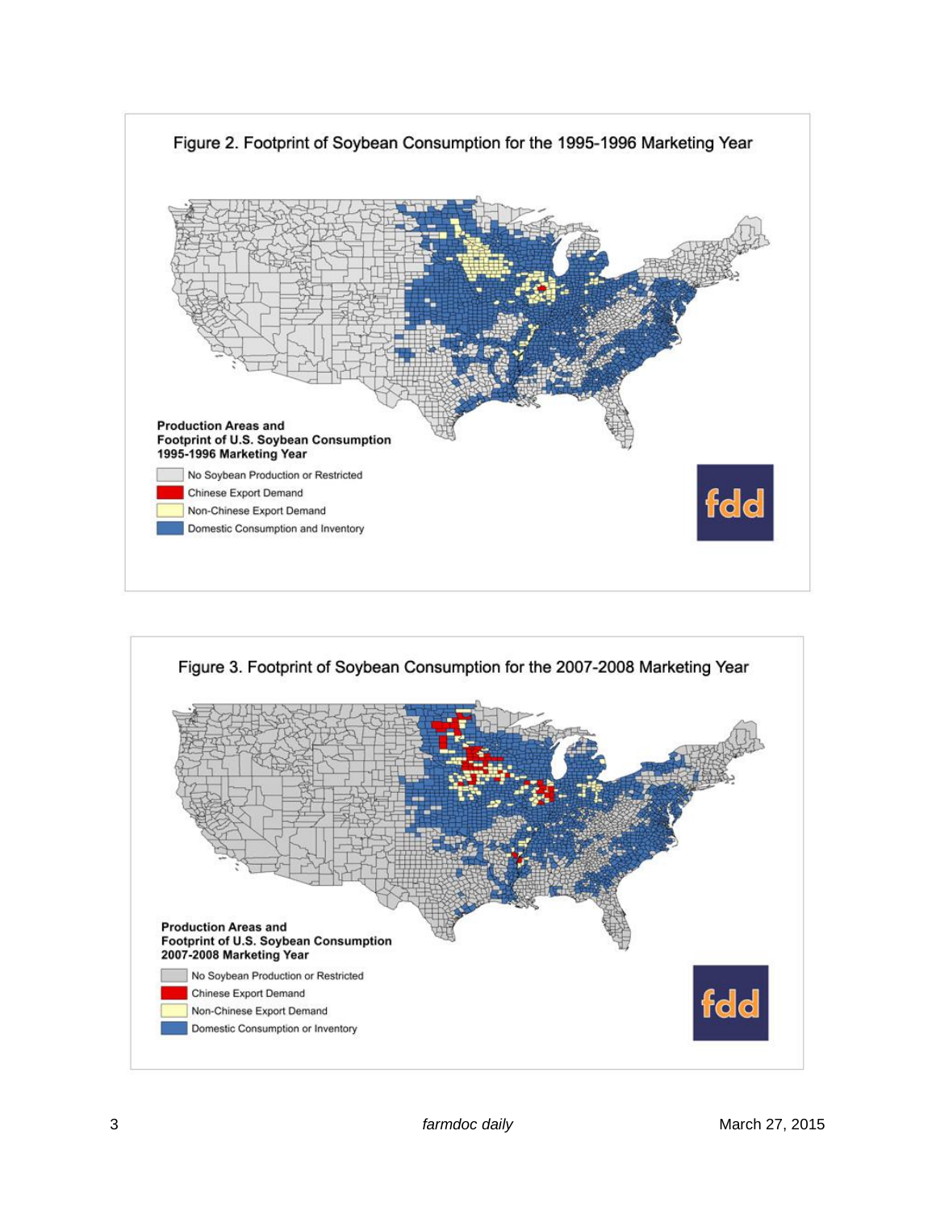Figure 2. Footprint of Soybean Consumption for the 1995-1996 Marketing Year

**Production Areas and Footprint of U.S. Soybean Consumption 1995-1996 Marketing Year**

- No Soybean Production or Restricted
- Chinese Export Demand
- Non-Chinese Export Demand
- Domestic Consumption and Inventory

fdd

Figure 3. Footprint of Soybean Consumption for the 2007-2008 Marketing Year

**Production Areas and Footprint of U.S. Soybean Consumption 2007-2008 Marketing Year**

- No Soybean Production or Restricted
- Chinese Export Demand
- Non-Chinese Export Demand
- Domestic Consumption or Inventory

fdd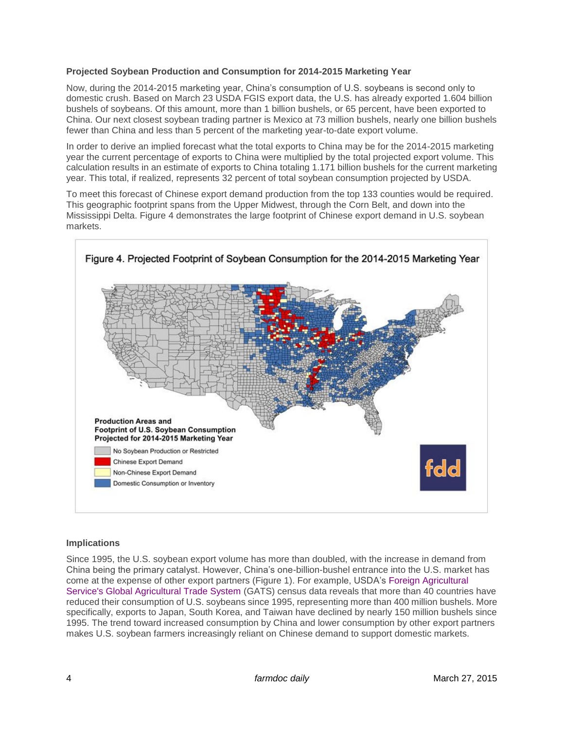**Projected Soybean Production and Consumption for 2014-2015 Marketing Year**

Now, during the 2014-2015 marketing year, China's consumption of U.S. soybeans is second only to domestic crush. Based on March 23 USDA FGIS export data, the U.S. has already exported 1.604 billion bushels of soybeans. Of this amount, more than 1 billion bushels, or 65 percent, have been exported to China. Our next closest soybean trading partner is Mexico at 73 million bushels, nearly one billion bushels fewer than China and less than 5 percent of the marketing year-to-date export volume.

In order to derive an implied forecast what the total exports to China may be for the 2014-2015 marketing year the current percentage of exports to China were multiplied by the total projected export volume. This calculation results in an estimate of exports to China totaling 1.171 billion bushels for the current marketing year. This total, if realized, represents 32 percent of total soybean consumption projected by USDA.

To meet this forecast of Chinese export demand production from the top 133 counties would be required. This geographic footprint spans from the Upper Midwest, through the Corn Belt, and down into the Mississippi Delta. Figure 4 demonstrates the large footprint of Chinese export demand in U.S. soybean markets.

Figure 4. Projected Footprint of Soybean Consumption for the 2014-2015 Marketing Year

**Implications**

Since 1995, the U.S. soybean export volume has more than doubled, with the increase in demand from China being the primary catalyst. However, China's one-billion-bushel entrance into the U.S. market has come at the expense of other export partners (Figure 1). For example, USDA's Foreign Agricultural Service's Global Agricultural Trade System (GATS) census data reveals that more than 40 countries have reduced their consumption of U.S. soybeans since 1995, representing more than 400 million bushels. More specifically, exports to Japan, South Korea, and Taiwan have declined by nearly 150 million bushels since 1995. The trend toward increased consumption by China and lower consumption by other export partners makes U.S. soybean farmers increasingly reliant on Chinese demand to support domestic markets.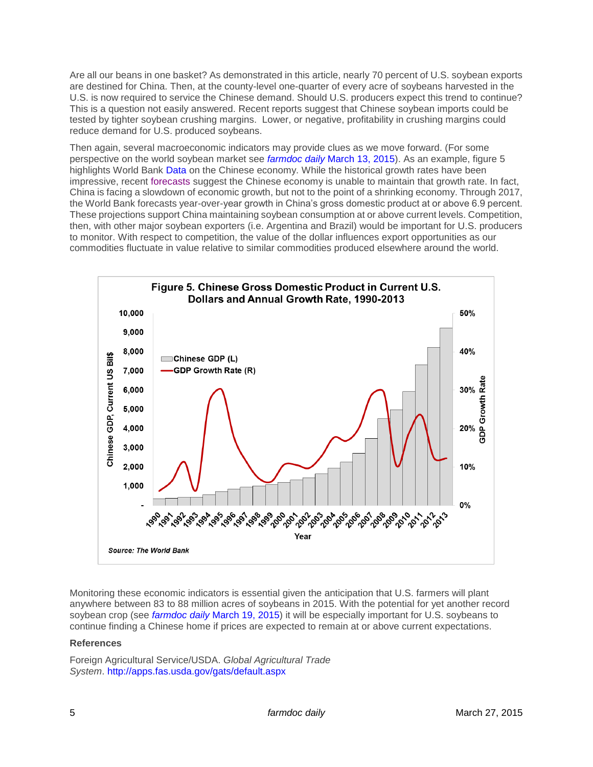Are all our beans in one basket? As demonstrated in this article, nearly 70 percent of U.S. soybean exports are destined for China. Then, at the county-level one-quarter of every acre of soybeans harvested in the U.S. is now required to service the Chinese demand. Should U.S. producers expect this trend to continue? This is a question not easily answered. Recent reports suggest that Chinese soybean imports could be tested by tighter soybean crushing margins. Lower, or negative, profitability in crushing margins could reduce demand for U.S. produced soybeans.

Then again, several macroeconomic indicators may provide clues as we move forward. (For some perspective on the world soybean market see *farmdoc daily* March 13, 2015). As an example, figure 5 highlights World Bank Data on the Chinese economy. While the historical growth rates have been impressive, recent forecasts suggest the Chinese economy is unable to maintain that growth rate. In fact, China is facing a slowdown of economic growth, but not to the point of a shrinking economy. Through 2017, the World Bank forecasts year-over-year growth in China's gross domestic product at or above 6.9 percent. These projections support China maintaining soybean consumption at or above current levels. Competition, then, with other major soybean exporters (i.e. Argentina and Brazil) would be important for U.S. producers to monitor. With respect to competition, the value of the dollar influences export opportunities as our commodities fluctuate in value relative to similar commodities produced elsewhere around the world.

**Figure 5. Chinese Gross Domestic Product in Current U.S. Dollars and Annual Growth Rate, 1990-2013**

*Source: The World Bank*

Monitoring these economic indicators is essential given the anticipation that U.S. farmers will plant anywhere between 83 to 88 million acres of soybeans in 2015. With the potential for yet another record soybean crop (see *farmdoc daily* March 19, 2015) it will be especially important for U.S. soybeans to continue finding a Chinese home if prices are expected to remain at or above current expectations.

### References

Foreign Agricultural Service/USDA. *Global Agricultural Trade System*. http://apps.fas.usda.gov/gats/default.aspx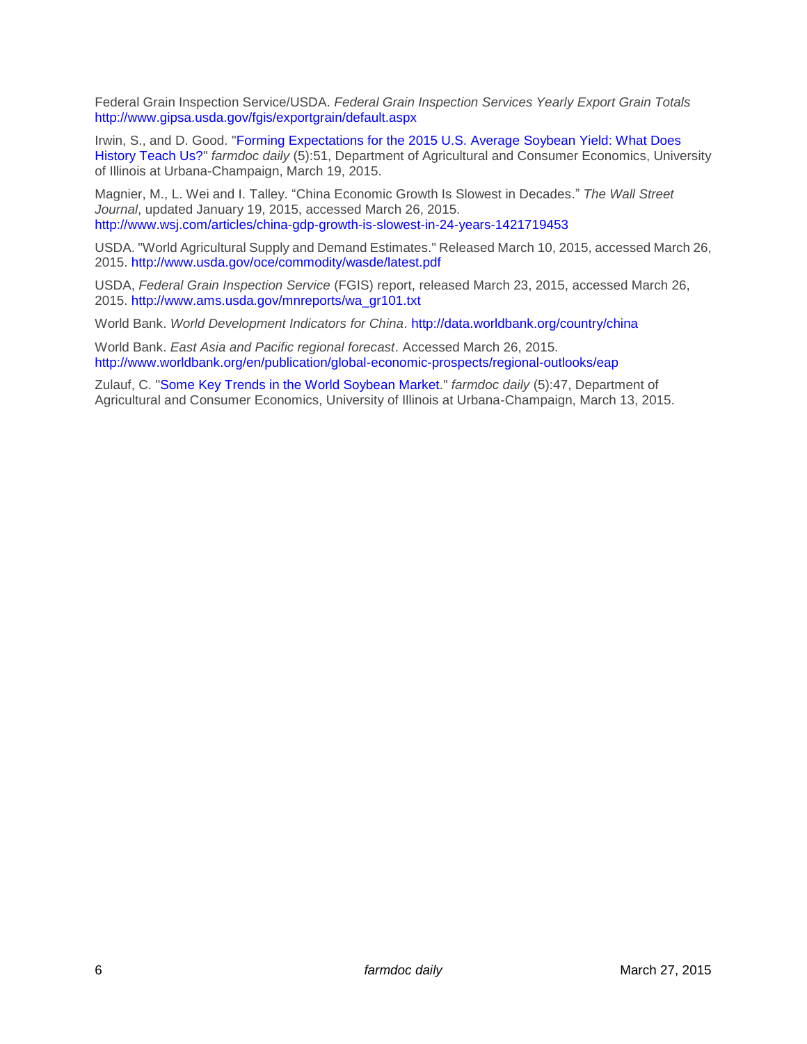Federal Grain Inspection Service/USDA. *Federal Grain Inspection Services Yearly Export Grain Totals* http://www.gipsa.usda.gov/fgis/exportgrain/default.aspx

Irwin, S., and D. Good. "Forming Expectations for the 2015 U.S. Average Soybean Yield: What Does History Teach Us?" *farmdoc daily* (5):51, Department of Agricultural and Consumer Economics, University of Illinois at Urbana-Champaign, March 19, 2015.

Magnier, M., L. Wei and I. Talley. "China Economic Growth Is Slowest in Decades." *The Wall Street Journal*, updated January 19, 2015, accessed March 26, 2015. http://www.wsj.com/articles/china-gdp-growth-is-slowest-in-24-years-1421719453

USDA. "World Agricultural Supply and Demand Estimates." Released March 10, 2015, accessed March 26, 2015. http://www.usda.gov/oce/commodity/wasde/latest.pdf

USDA, *Federal Grain Inspection Service* (FGIS) report, released March 23, 2015, accessed March 26, 2015. http://www.ams.usda.gov/mnreports/wa_gr101.txt

World Bank. *World Development Indicators for China*. http://data.worldbank.org/country/china

World Bank. *East Asia and Pacific regional forecast*. Accessed March 26, 2015. http://www.worldbank.org/en/publication/global-economic-prospects/regional-outlooks/eap

Zulauf, C. "Some Key Trends in the World Soybean Market." *farmdoc daily* (5):47, Department of Agricultural and Consumer Economics, University of Illinois at Urbana-Champaign, March 13, 2015.